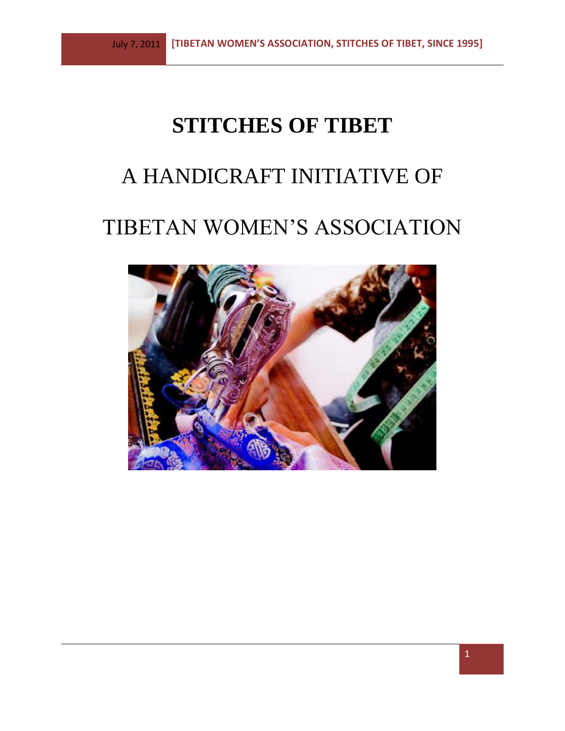# STITCHES OF TIBET

## A HANDICRAFT INITIATIVE OF

## TIBETAN WOMEN'S ASSOCIATION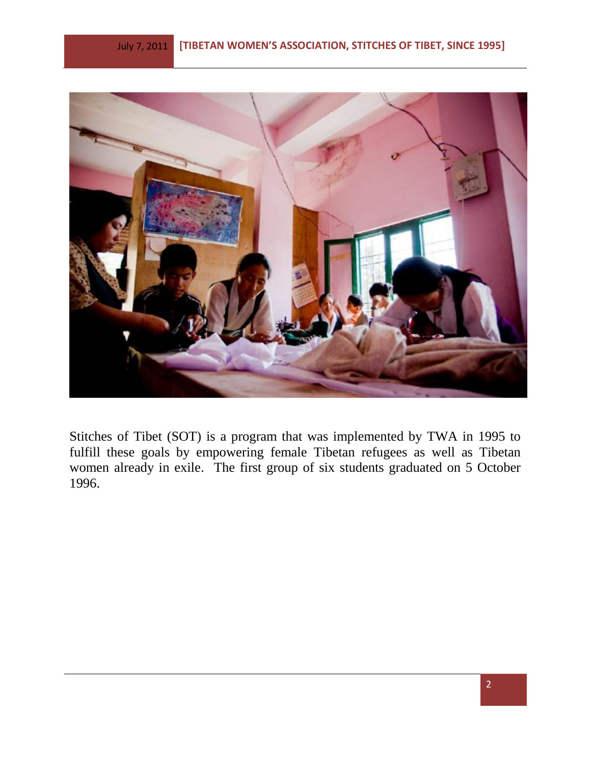Stitches of Tibet (SOT) is a program that was implemented by TWA in 1995 to fulfill these goals by empowering female Tibetan refugees as well as Tibetan women already in exile. The first group of six students graduated on 5 October 1996.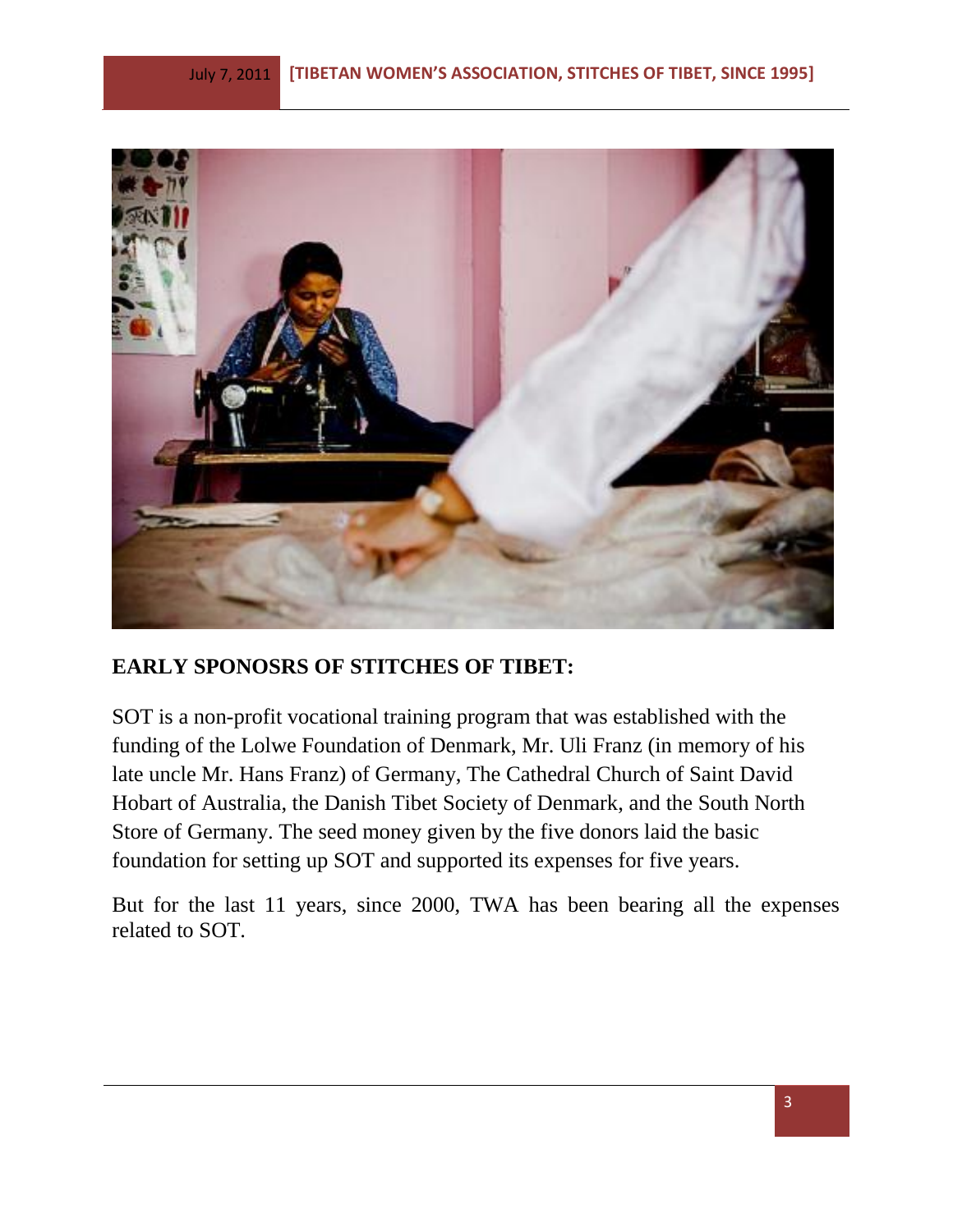**EARLY SPONOSRS OF STITCHES OF TIBET:**

SOT is a non-profit vocational training program that was established with the funding of the Lolwe Foundation of Denmark, Mr. Uli Franz (in memory of his late uncle Mr. Hans Franz) of Germany, The Cathedral Church of Saint David Hobart of Australia, the Danish Tibet Society of Denmark, and the South North Store of Germany. The seed money given by the five donors laid the basic foundation for setting up SOT and supported its expenses for five years.

But for the last 11 years, since 2000, TWA has been bearing all the expenses related to SOT.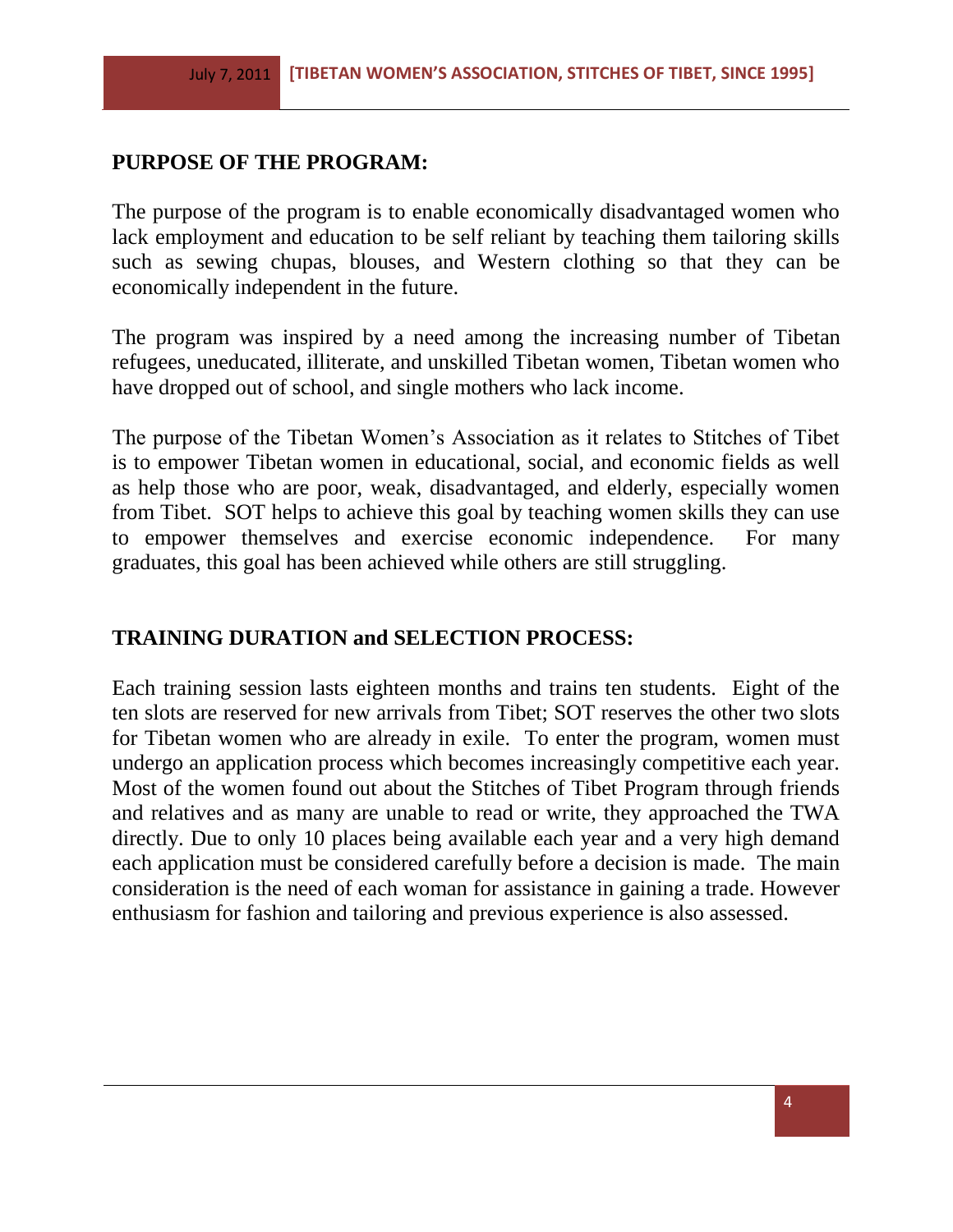## PURPOSE OF THE PROGRAM:

The purpose of the program is to enable economically disadvantaged women who lack employment and education to be self reliant by teaching them tailoring skills such as sewing chupas, blouses, and Western clothing so that they can be economically independent in the future.

The program was inspired by a need among the increasing number of Tibetan refugees, uneducated, illiterate, and unskilled Tibetan women, Tibetan women who have dropped out of school, and single mothers who lack income.

The purpose of the Tibetan Women's Association as it relates to Stitches of Tibet is to empower Tibetan women in educational, social, and economic fields as well as help those who are poor, weak, disadvantaged, and elderly, especially women from Tibet. SOT helps to achieve this goal by teaching women skills they can use to empower themselves and exercise economic independence. For many graduates, this goal has been achieved while others are still struggling.

## TRAINING DURATION and SELECTION PROCESS:

Each training session lasts eighteen months and trains ten students. Eight of the ten slots are reserved for new arrivals from Tibet; SOT reserves the other two slots for Tibetan women who are already in exile. To enter the program, women must undergo an application process which becomes increasingly competitive each year. Most of the women found out about the Stitches of Tibet Program through friends and relatives and as many are unable to read or write, they approached the TWA directly. Due to only 10 places being available each year and a very high demand each application must be considered carefully before a decision is made. The main consideration is the need of each woman for assistance in gaining a trade. However enthusiasm for fashion and tailoring and previous experience is also assessed.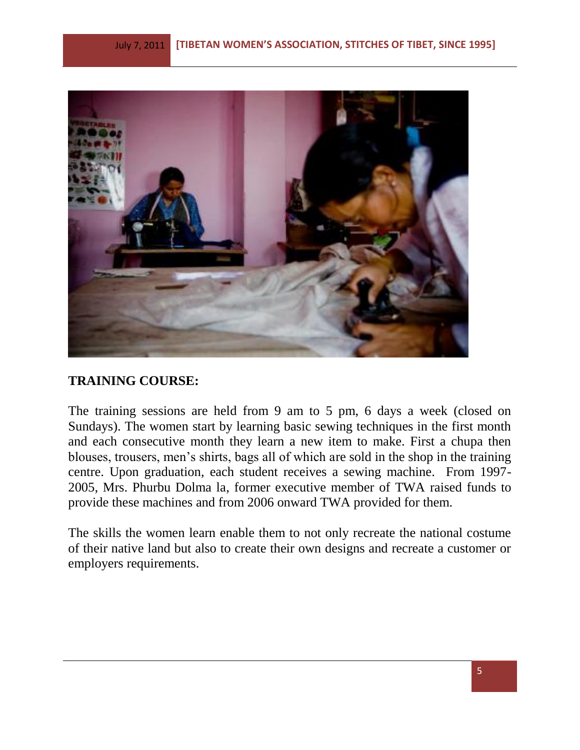## TRAINING COURSE:

The training sessions are held from 9 am to 5 pm, 6 days a week (closed on Sundays). The women start by learning basic sewing techniques in the first month and each consecutive month they learn a new item to make. First a chupa then blouses, trousers, men's shirts, bags all of which are sold in the shop in the training centre. Upon graduation, each student receives a sewing machine. From 1997-2005, Mrs. Phurbu Dolma la, former executive member of TWA raised funds to provide these machines and from 2006 onward TWA provided for them.

The skills the women learn enable them to not only recreate the national costume of their native land but also to create their own designs and recreate a customer or employers requirements.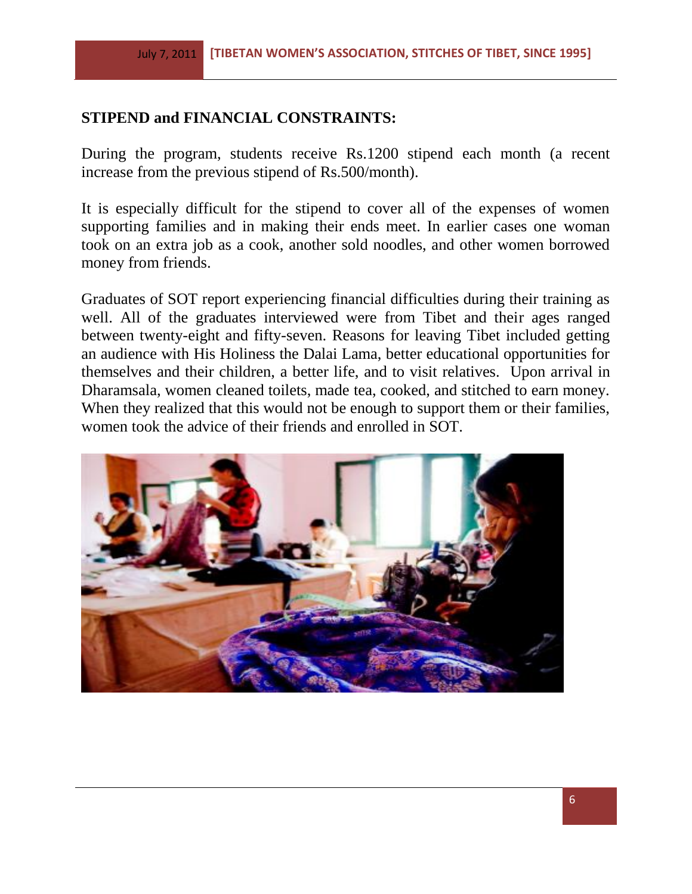## STIPEND and FINANCIAL CONSTRAINTS:

During the program, students receive Rs.1200 stipend each month (a recent increase from the previous stipend of Rs.500/month).

It is especially difficult for the stipend to cover all of the expenses of women supporting families and in making their ends meet. In earlier cases one woman took on an extra job as a cook, another sold noodles, and other women borrowed money from friends.

Graduates of SOT report experiencing financial difficulties during their training as well. All of the graduates interviewed were from Tibet and their ages ranged between twenty-eight and fifty-seven. Reasons for leaving Tibet included getting an audience with His Holiness the Dalai Lama, better educational opportunities for themselves and their children, a better life, and to visit relatives. Upon arrival in Dharamsala, women cleaned toilets, made tea, cooked, and stitched to earn money. When they realized that this would not be enough to support them or their families, women took the advice of their friends and enrolled in SOT.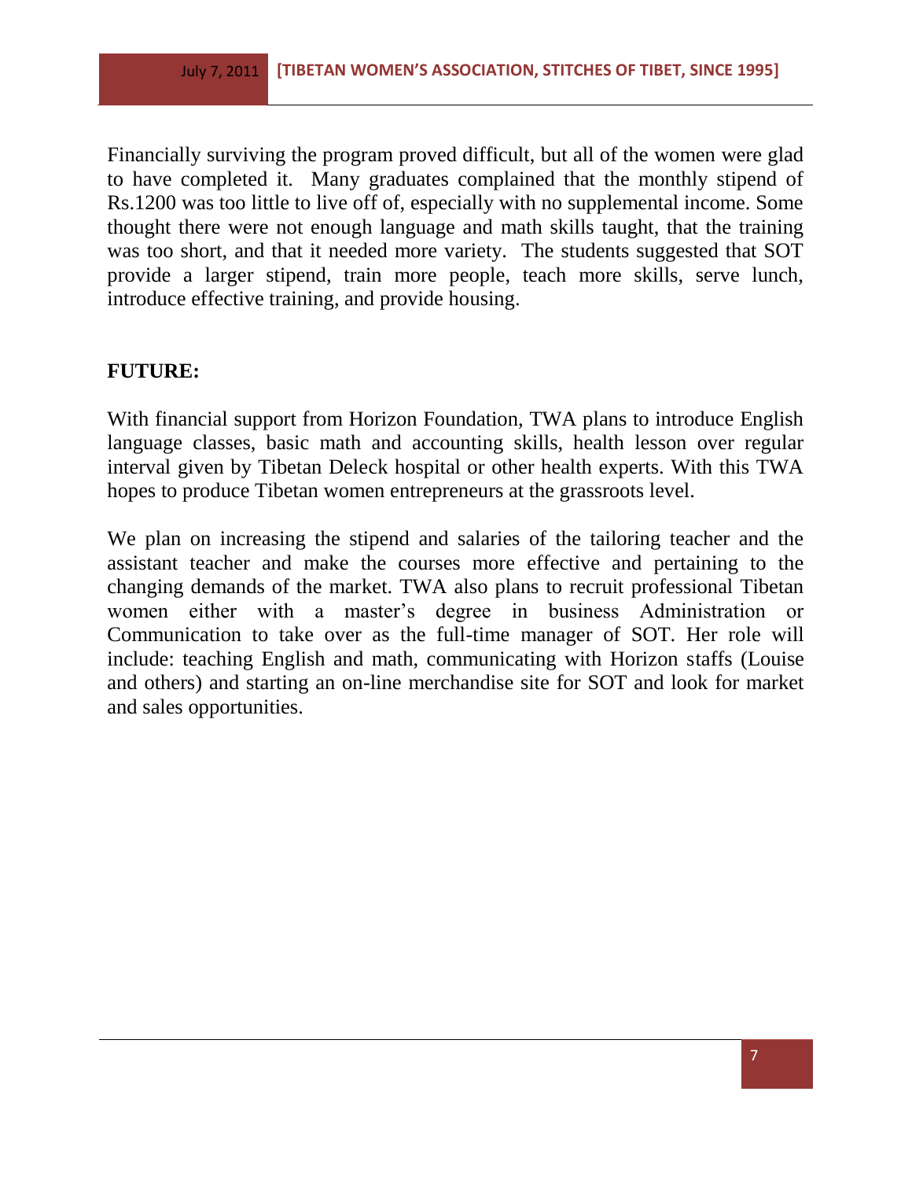Financially surviving the program proved difficult, but all of the women were glad to have completed it. Many graduates complained that the monthly stipend of Rs.1200 was too little to live off of, especially with no supplemental income. Some thought there were not enough language and math skills taught, that the training was too short, and that it needed more variety. The students suggested that SOT provide a larger stipend, train more people, teach more skills, serve lunch, introduce effective training, and provide housing.

**FUTURE:**

With financial support from Horizon Foundation, TWA plans to introduce English language classes, basic math and accounting skills, health lesson over regular interval given by Tibetan Deleck hospital or other health experts. With this TWA hopes to produce Tibetan women entrepreneurs at the grassroots level.

We plan on increasing the stipend and salaries of the tailoring teacher and the assistant teacher and make the courses more effective and pertaining to the changing demands of the market. TWA also plans to recruit professional Tibetan women either with a master's degree in business Administration or Communication to take over as the full-time manager of SOT. Her role will include: teaching English and math, communicating with Horizon staffs (Louise and others) and starting an on-line merchandise site for SOT and look for market and sales opportunities.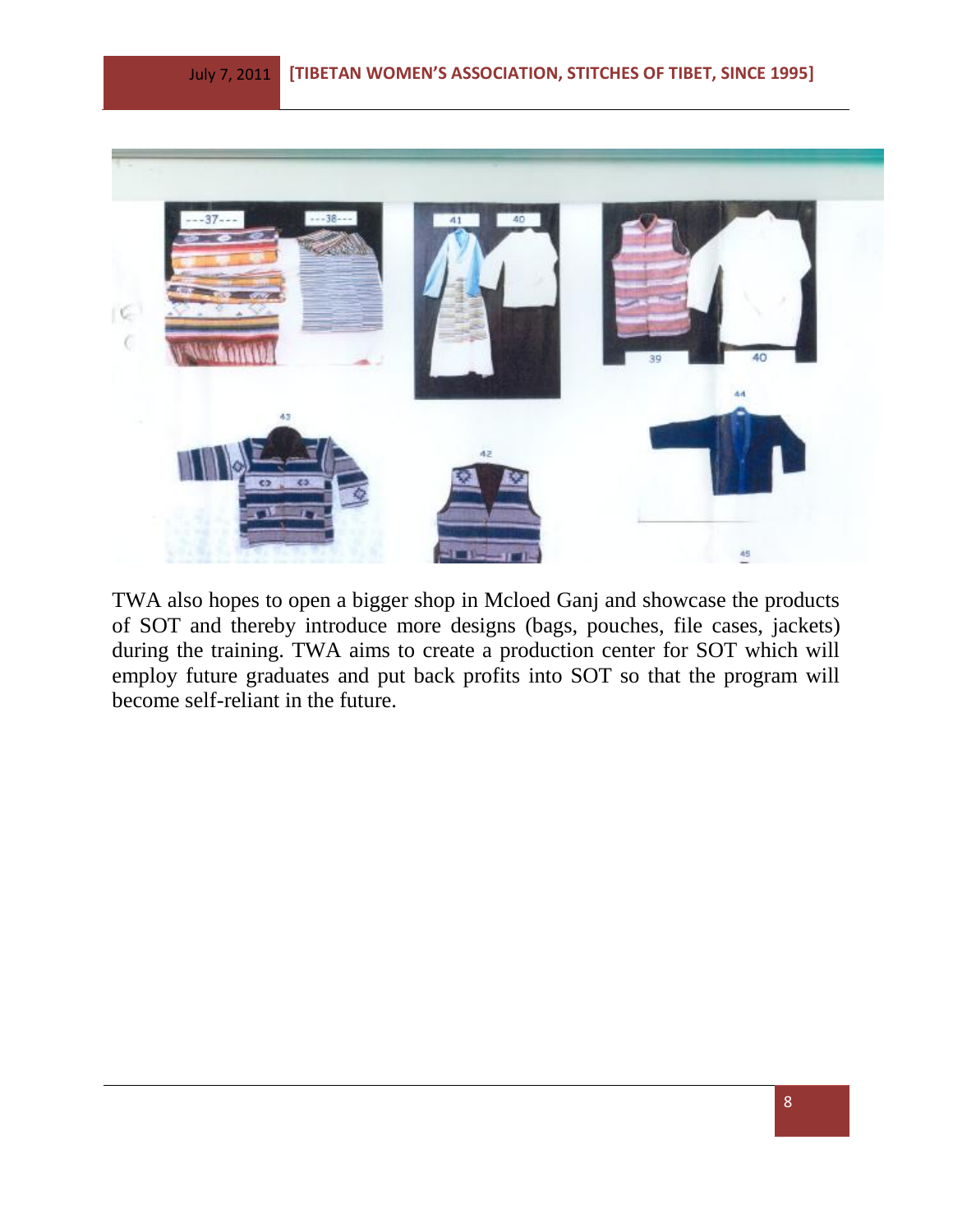TWA also hopes to open a bigger shop in Mcloed Ganj and showcase the products of SOT and thereby introduce more designs (bags, pouches, file cases, jackets) during the training. TWA aims to create a production center for SOT which will employ future graduates and put back profits into SOT so that the program will become self-reliant in the future.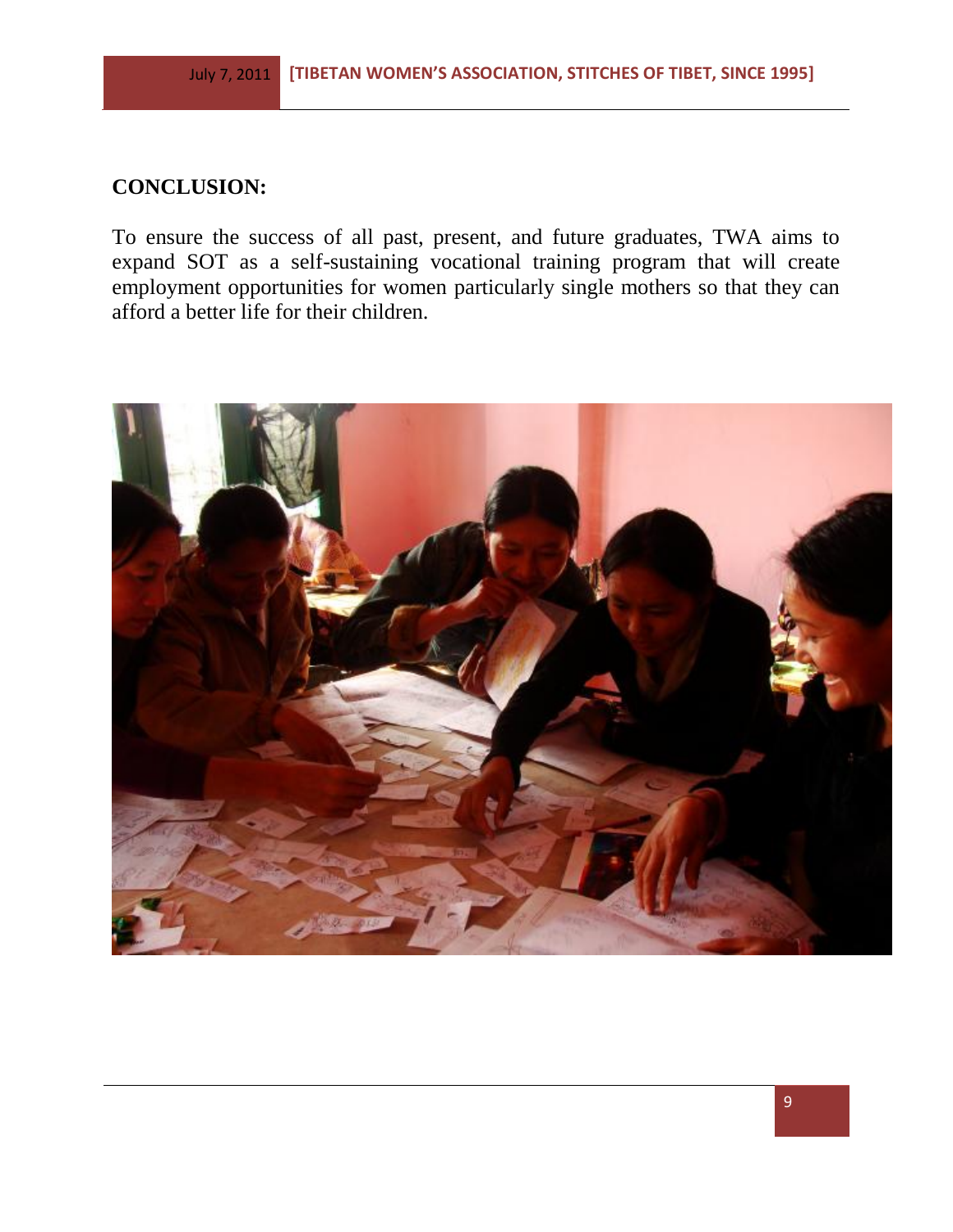## CONCLUSION:

To ensure the success of all past, present, and future graduates, TWA aims to expand SOT as a self-sustaining vocational training program that will create employment opportunities for women particularly single mothers so that they can afford a better life for their children.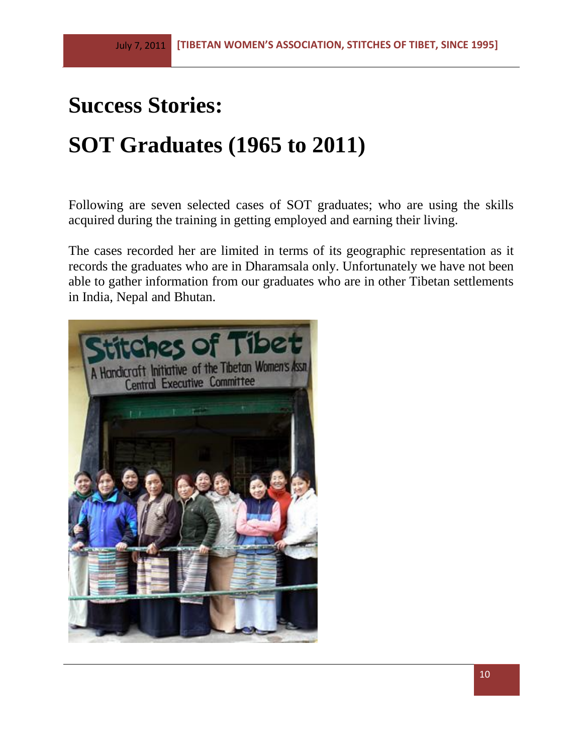# Success Stories:

# SOT Graduates (1965 to 2011)

Following are seven selected cases of SOT graduates; who are using the skills acquired during the training in getting employed and earning their living.

The cases recorded her are limited in terms of its geographic representation as it records the graduates who are in Dharamsala only. Unfortunately we have not been able to gather information from our graduates who are in other Tibetan settlements in India, Nepal and Bhutan.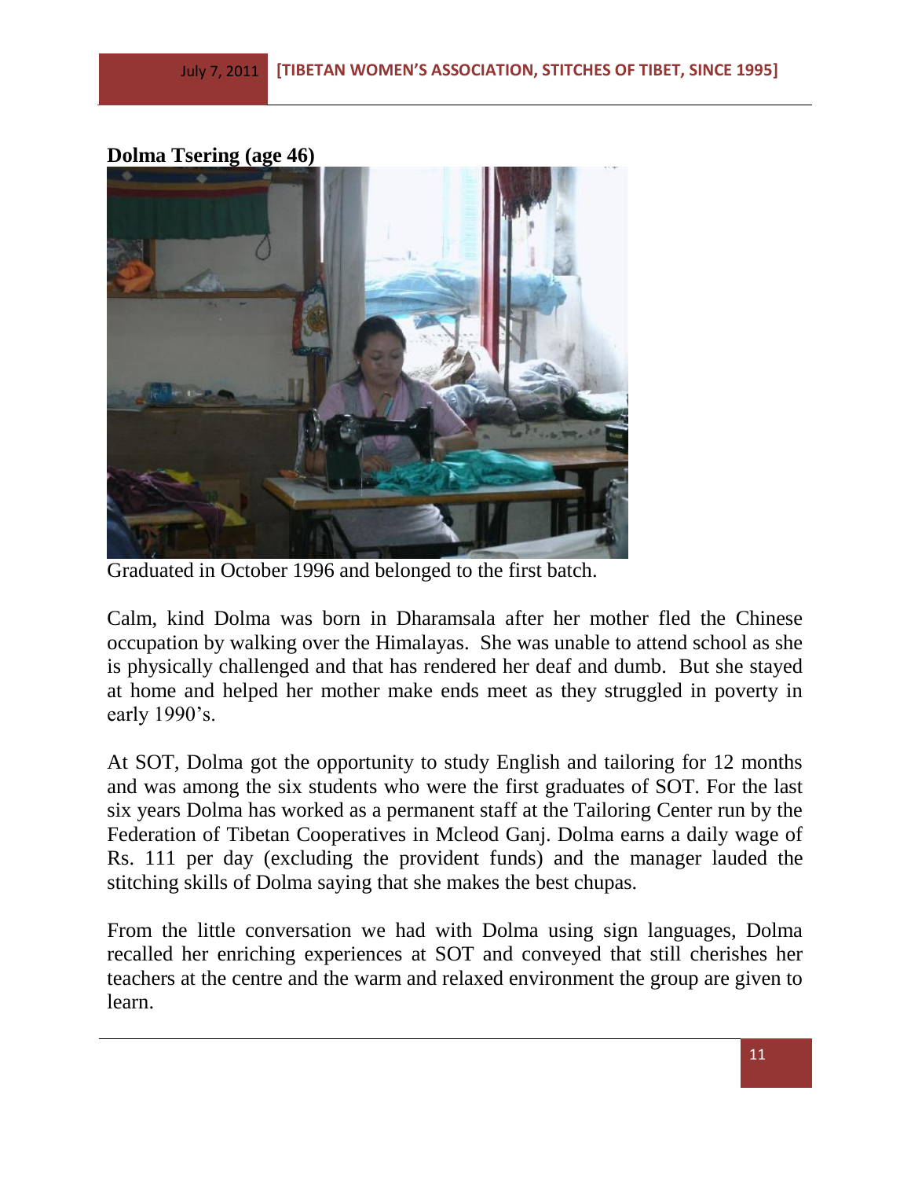**Dolma Tsering (age 46)**

Graduated in October 1996 and belonged to the first batch.

Calm, kind Dolma was born in Dharamsala after her mother fled the Chinese occupation by walking over the Himalayas. She was unable to attend school as she is physically challenged and that has rendered her deaf and dumb. But she stayed at home and helped her mother make ends meet as they struggled in poverty in early 1990's.

At SOT, Dolma got the opportunity to study English and tailoring for 12 months and was among the six students who were the first graduates of SOT. For the last six years Dolma has worked as a permanent staff at the Tailoring Center run by the Federation of Tibetan Cooperatives in Mcleod Ganj. Dolma earns a daily wage of Rs. 111 per day (excluding the provident funds) and the manager lauded the stitching skills of Dolma saying that she makes the best chupas.

From the little conversation we had with Dolma using sign languages, Dolma recalled her enriching experiences at SOT and conveyed that still cherishes her teachers at the centre and the warm and relaxed environment the group are given to learn.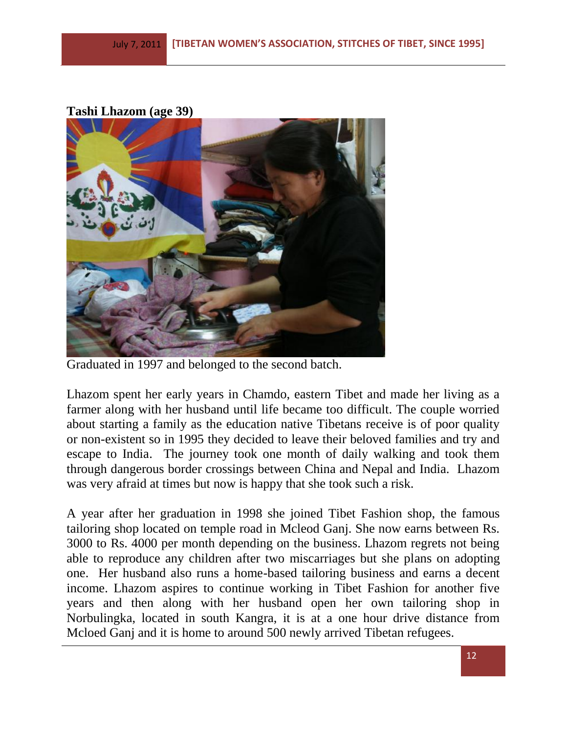**Tashi Lhazom (age 39)**

Graduated in 1997 and belonged to the second batch.

Lhazom spent her early years in Chamdo, eastern Tibet and made her living as a farmer along with her husband until life became too difficult. The couple worried about starting a family as the education native Tibetans receive is of poor quality or non-existent so in 1995 they decided to leave their beloved families and try and escape to India. The journey took one month of daily walking and took them through dangerous border crossings between China and Nepal and India. Lhazom was very afraid at times but now is happy that she took such a risk.

A year after her graduation in 1998 she joined Tibet Fashion shop, the famous tailoring shop located on temple road in Mcleod Ganj. She now earns between Rs. 3000 to Rs. 4000 per month depending on the business. Lhazom regrets not being able to reproduce any children after two miscarriages but she plans on adopting one. Her husband also runs a home-based tailoring business and earns a decent income. Lhazom aspires to continue working in Tibet Fashion for another five years and then along with her husband open her own tailoring shop in Norbulingka, located in south Kangra, it is at a one hour drive distance from Mcloed Ganj and it is home to around 500 newly arrived Tibetan refugees.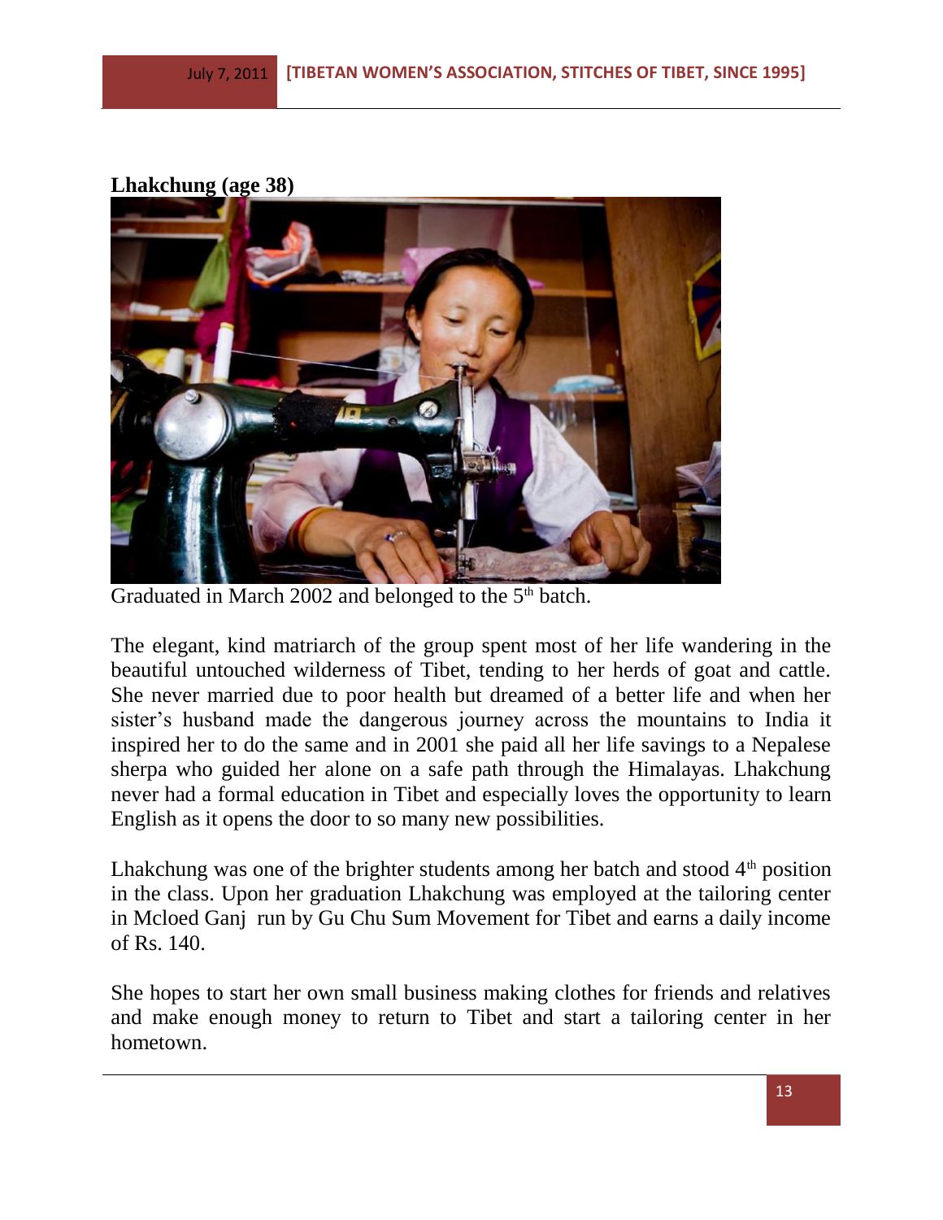**Lhakchung (age 38)**

Graduated in March 2002 and belonged to the 5th batch.

The elegant, kind matriarch of the group spent most of her life wandering in the beautiful untouched wilderness of Tibet, tending to her herds of goat and cattle. She never married due to poor health but dreamed of a better life and when her sister's husband made the dangerous journey across the mountains to India it inspired her to do the same and in 2001 she paid all her life savings to a Nepalese sherpa who guided her alone on a safe path through the Himalayas. Lhakchung never had a formal education in Tibet and especially loves the opportunity to learn English as it opens the door to so many new possibilities.

Lhakchung was one of the brighter students among her batch and stood 4th position in the class. Upon her graduation Lhakchung was employed at the tailoring center in Mcloed Ganj run by Gu Chu Sum Movement for Tibet and earns a daily income of Rs. 140.

She hopes to start her own small business making clothes for friends and relatives and make enough money to return to Tibet and start a tailoring center in her hometown.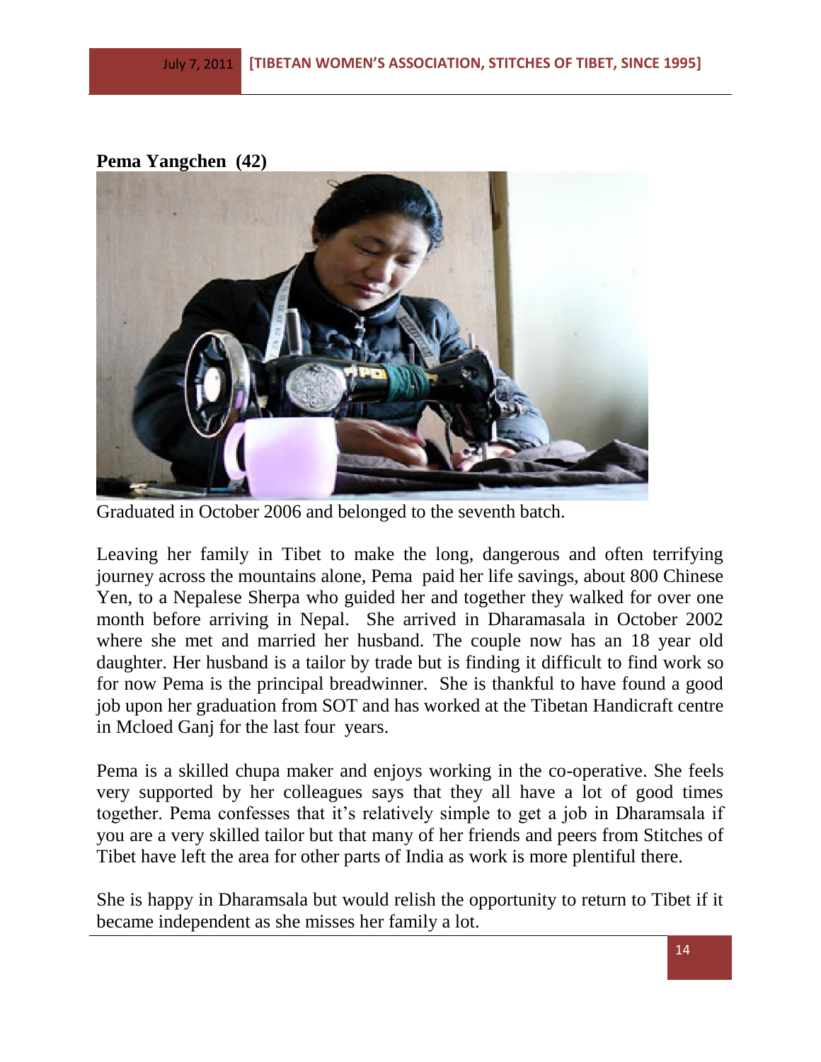**Pema Yangchen (42)**

Graduated in October 2006 and belonged to the seventh batch.

Leaving her family in Tibet to make the long, dangerous and often terrifying journey across the mountains alone, Pema paid her life savings, about 800 Chinese Yen, to a Nepalese Sherpa who guided her and together they walked for over one month before arriving in Nepal. She arrived in Dharamasala in October 2002 where she met and married her husband. The couple now has an 18 year old daughter. Her husband is a tailor by trade but is finding it difficult to find work so for now Pema is the principal breadwinner. She is thankful to have found a good job upon her graduation from SOT and has worked at the Tibetan Handicraft centre in Mcloed Ganj for the last four years.

Pema is a skilled chupa maker and enjoys working in the co-operative. She feels very supported by her colleagues says that they all have a lot of good times together. Pema confesses that it's relatively simple to get a job in Dharamsala if you are a very skilled tailor but that many of her friends and peers from Stitches of Tibet have left the area for other parts of India as work is more plentiful there.

She is happy in Dharamsala but would relish the opportunity to return to Tibet if it became independent as she misses her family a lot.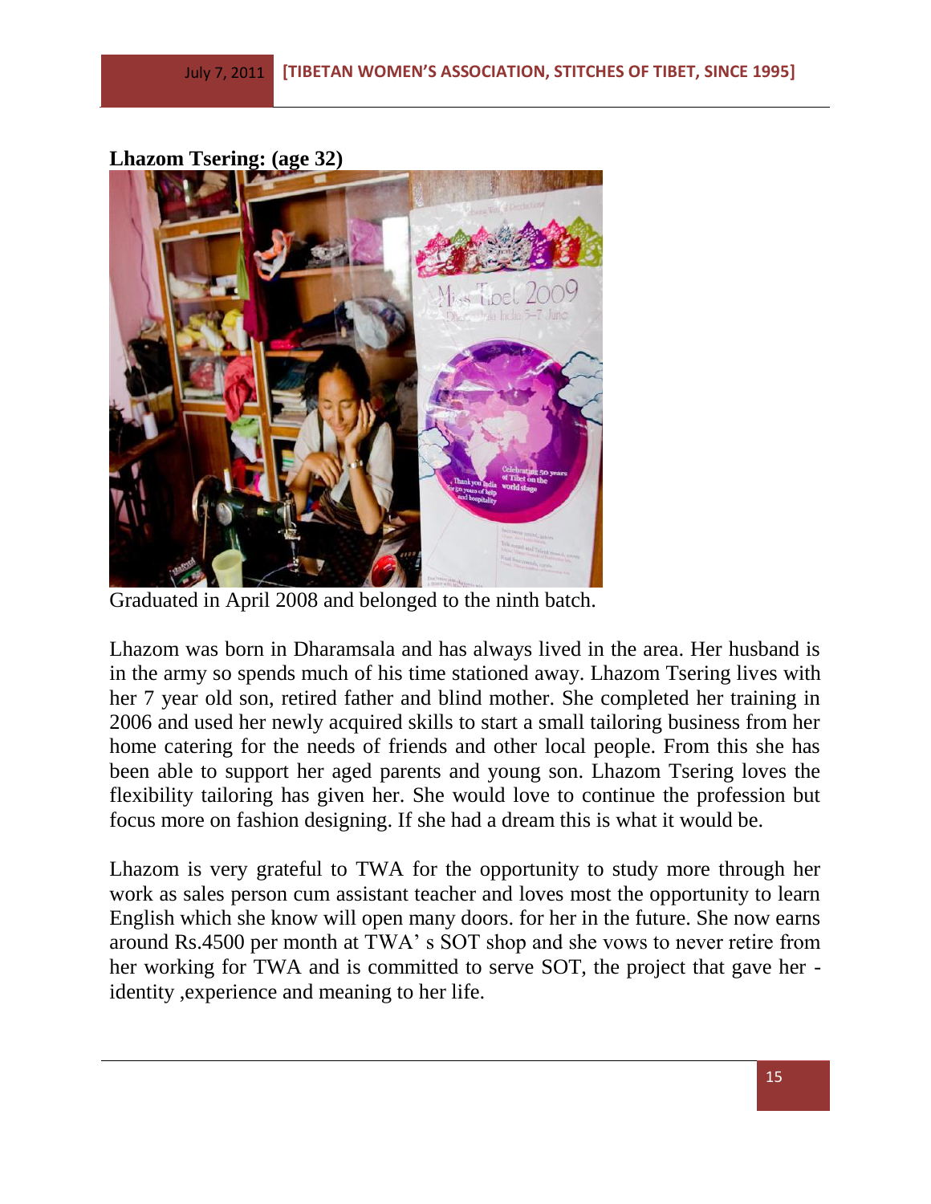**Lhazom Tsering: (age 32)**

Graduated in April 2008 and belonged to the ninth batch.

Lhazom was born in Dharamsala and has always lived in the area. Her husband is in the army so spends much of his time stationed away. Lhazom Tsering lives with her 7 year old son, retired father and blind mother. She completed her training in 2006 and used her newly acquired skills to start a small tailoring business from her home catering for the needs of friends and other local people. From this she has been able to support her aged parents and young son. Lhazom Tsering loves the flexibility tailoring has given her. She would love to continue the profession but focus more on fashion designing. If she had a dream this is what it would be.

Lhazom is very grateful to TWA for the opportunity to study more through her work as sales person cum assistant teacher and loves most the opportunity to learn English which she know will open many doors. for her in the future. She now earns around Rs.4500 per month at TWA' s SOT shop and she vows to never retire from her working for TWA and is committed to serve SOT, the project that gave her -identity ,experience and meaning to her life.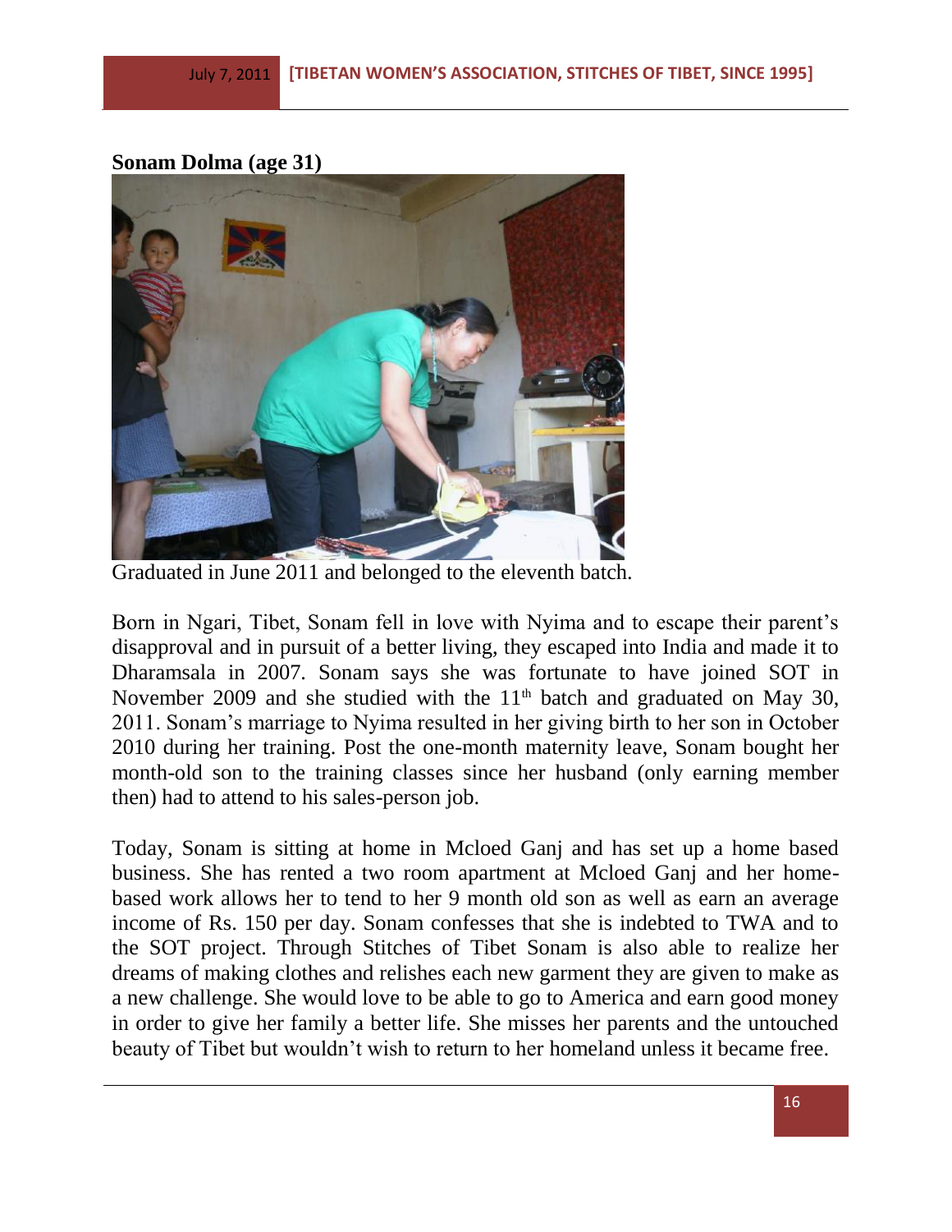**Sonam Dolma (age 31)**

Graduated in June 2011 and belonged to the eleventh batch.

Born in Ngari, Tibet, Sonam fell in love with Nyima and to escape their parent's disapproval and in pursuit of a better living, they escaped into India and made it to Dharamsala in 2007. Sonam says she was fortunate to have joined SOT in November 2009 and she studied with the 11th batch and graduated on May 30, 2011. Sonam's marriage to Nyima resulted in her giving birth to her son in October 2010 during her training. Post the one-month maternity leave, Sonam bought her month-old son to the training classes since her husband (only earning member then) had to attend to his sales-person job.

Today, Sonam is sitting at home in Mcloed Ganj and has set up a home based business. She has rented a two room apartment at Mcloed Ganj and her home-based work allows her to tend to her 9 month old son as well as earn an average income of Rs. 150 per day. Sonam confesses that she is indebted to TWA and to the SOT project. Through Stitches of Tibet Sonam is also able to realize her dreams of making clothes and relishes each new garment they are given to make as a new challenge. She would love to be able to go to America and earn good money in order to give her family a better life. She misses her parents and the untouched beauty of Tibet but wouldn't wish to return to her homeland unless it became free.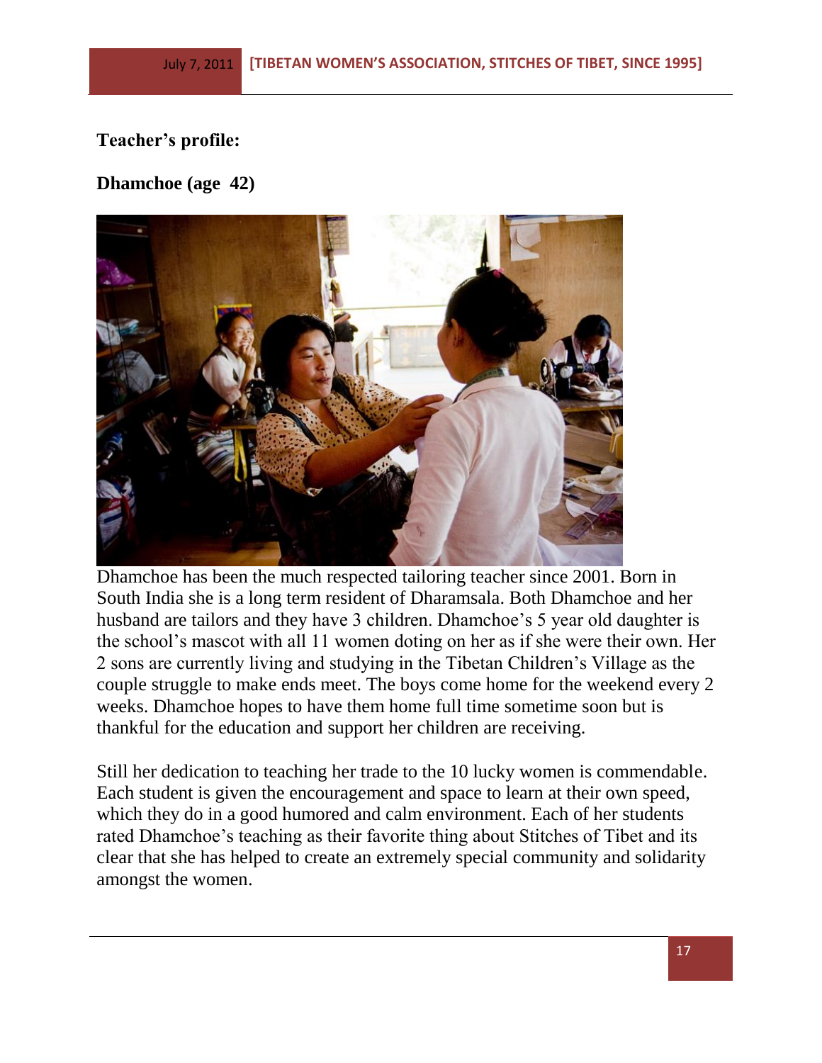**Teacher's profile:**

**Dhamchoe (age 42)**

Dhamchoe has been the much respected tailoring teacher since 2001. Born in South India she is a long term resident of Dharamsala. Both Dhamchoe and her husband are tailors and they have 3 children. Dhamchoe's 5 year old daughter is the school's mascot with all 11 women doting on her as if she were their own. Her 2 sons are currently living and studying in the Tibetan Children's Village as the couple struggle to make ends meet. The boys come home for the weekend every 2 weeks. Dhamchoe hopes to have them home full time sometime soon but is thankful for the education and support her children are receiving.

Still her dedication to teaching her trade to the 10 lucky women is commendable. Each student is given the encouragement and space to learn at their own speed, which they do in a good humored and calm environment. Each of her students rated Dhamchoe's teaching as their favorite thing about Stitches of Tibet and its clear that she has helped to create an extremely special community and solidarity amongst the women.